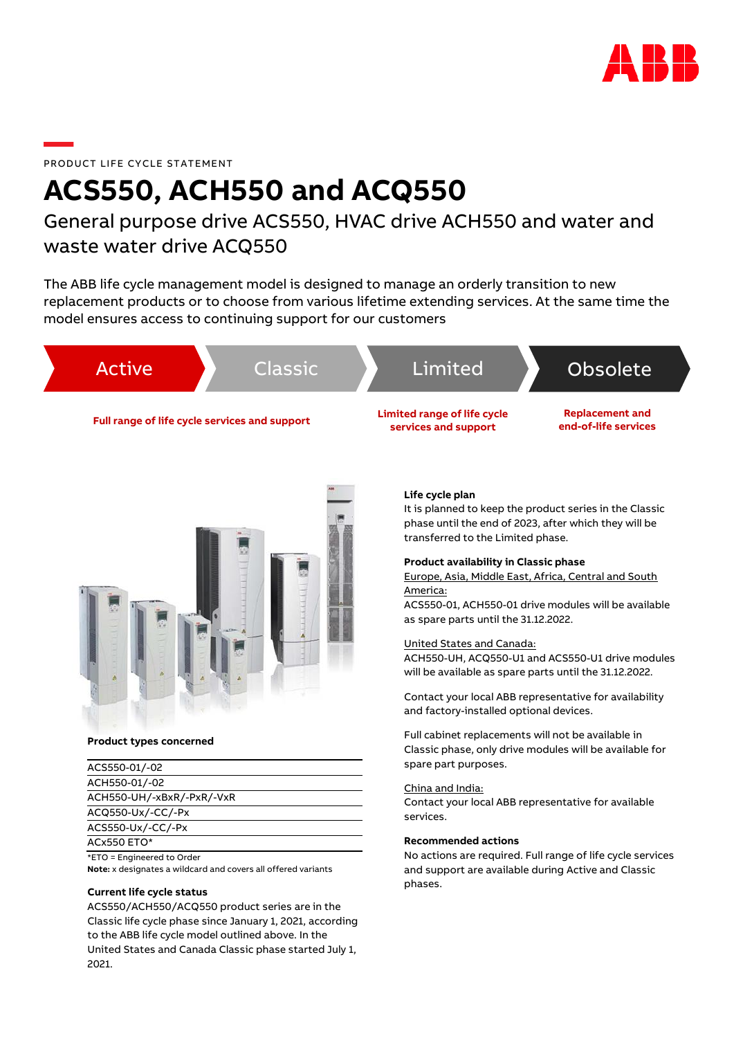PRODUCT LIFE CYCLE STATEMENT

# ACS550, ACH550 and ACQ550

## General purpose drive ACS550, HVAC drive ACH550 and water and waste water drive ACQ550

The ABB life cycle management model is designed to manage an orderly transition to new replacement products or to choose from various lifetime extending services. At the same time the model ensures access to continuing support for our customers

| Active | Classic | Limited | Obsolete |
|---|---|---|---|
| **Full range of life cycle services and support** | | **Limited range of life cycle services and support** | **Replacement and end-of-life services** |

**Product types concerned**

| |
|---|
| ACS550-01/-02 |
| ACH550-01/-02 |
| ACH550-UH/-xBxR/-PxR/-VxR |
| ACQ550-Ux/-CC/-Px |
| ACS550-Ux/-CC/-Px |
| ACx550 ETO* |

*ETO = Engineered to Order

**Note:** x designates a wildcard and covers all offered variants

**Current life cycle status**

ACS550/ACH550/ACQ550 product series are in the Classic life cycle phase since January 1, 2021, according to the ABB life cycle model outlined above. In the United States and Canada Classic phase started July 1, 2021.

**Life cycle plan**

It is planned to keep the product series in the Classic phase until the end of 2023, after which they will be transferred to the Limited phase.

**Product availability in Classic phase**

Europe, Asia, Middle East, Africa, Central and South America:

ACS550-01, ACH550-01 drive modules will be available as spare parts until the 31.12.2022.

United States and Canada:

ACH550-UH, ACQ550-U1 and ACS550-U1 drive modules will be available as spare parts until the 31.12.2022.

Contact your local ABB representative for availability and factory-installed optional devices.

Full cabinet replacements will not be available in Classic phase, only drive modules will be available for spare part purposes.

China and India:

Contact your local ABB representative for available services.

**Recommended actions**

No actions are required. Full range of life cycle services and support are available during Active and Classic phases.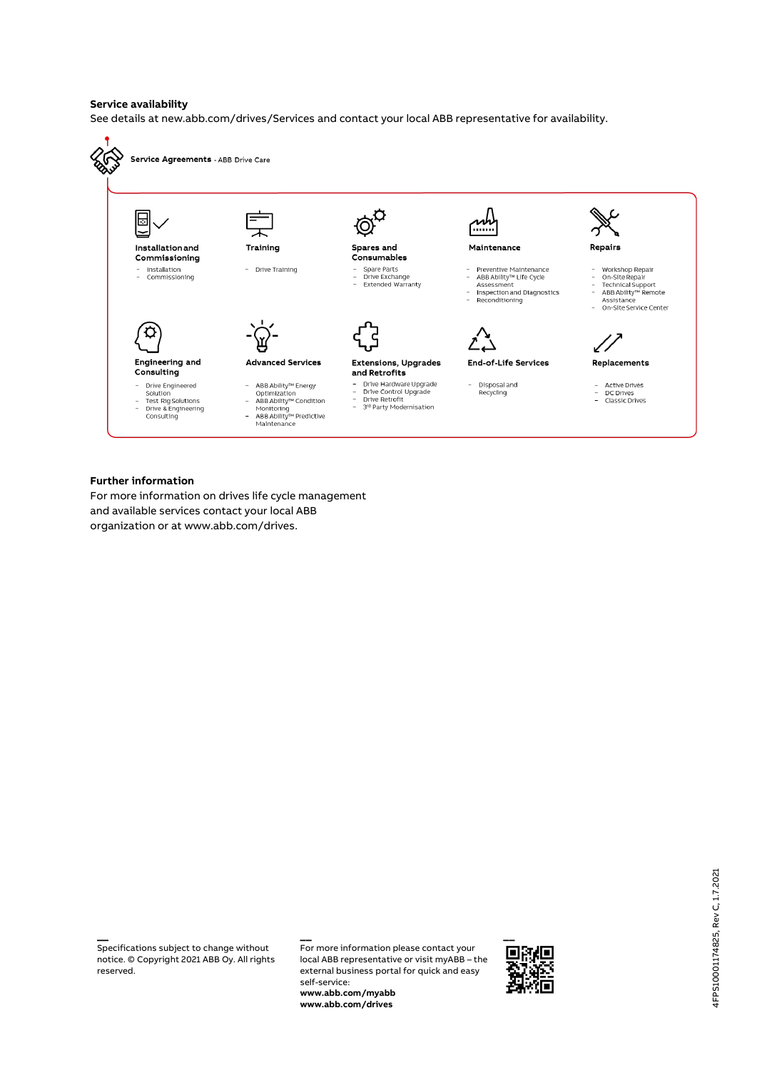**Service availability**
See details at new.abb.com/drives/Services and contact your local ABB representative for availability.

**Service Agreements** - ABB Drive Care

**Installation and Commissioning**
- Installation
- Commissioning

**Training**
- Drive Training

**Spares and Consumables**
- Spare Parts
- Drive Exchange
- Extended Warranty

**Maintenance**
- Preventive Maintenance
- ABB Ability™ Life Cycle Assessment
- Inspection and Diagnostics
- Reconditioning

**Repairs**
- Workshop Repair
- On-Site Repair
- Technical Support
- ABB Ability™ Remote Assistance
- On-Site Service Center

**Engineering and Consulting**
- Drive Engineered Solution
- Test Rig Solutions
- Drive & Engineering Consulting

**Advanced Services**
- ABB Ability™ Energy Optimization
- ABB Ability™ Condition Monitoring
- ABB Ability™ Predictive Maintenance

**Extensions, Upgrades and Retrofits**
- Drive Hardware Upgrade
- Drive Control Upgrade
- Drive Retrofit
- 3rd Party Modernisation

**End-of-Life Services**
- Disposal and Recycling

**Replacements**
- Active Drives
- DC Drives
- Classic Drives

**Further information**
For more information on drives life cycle management and available services contact your local ABB organization or at www.abb.com/drives.

Specifications subject to change without notice. © Copyright 2021 ABB Oy. All rights reserved.

For more information please contact your local ABB representative or visit myABB – the external business portal for quick and easy self-service:
**www.abb.com/myabb**
**www.abb.com/drives**

4FPS10001174825, Rev C, 1.7.2021